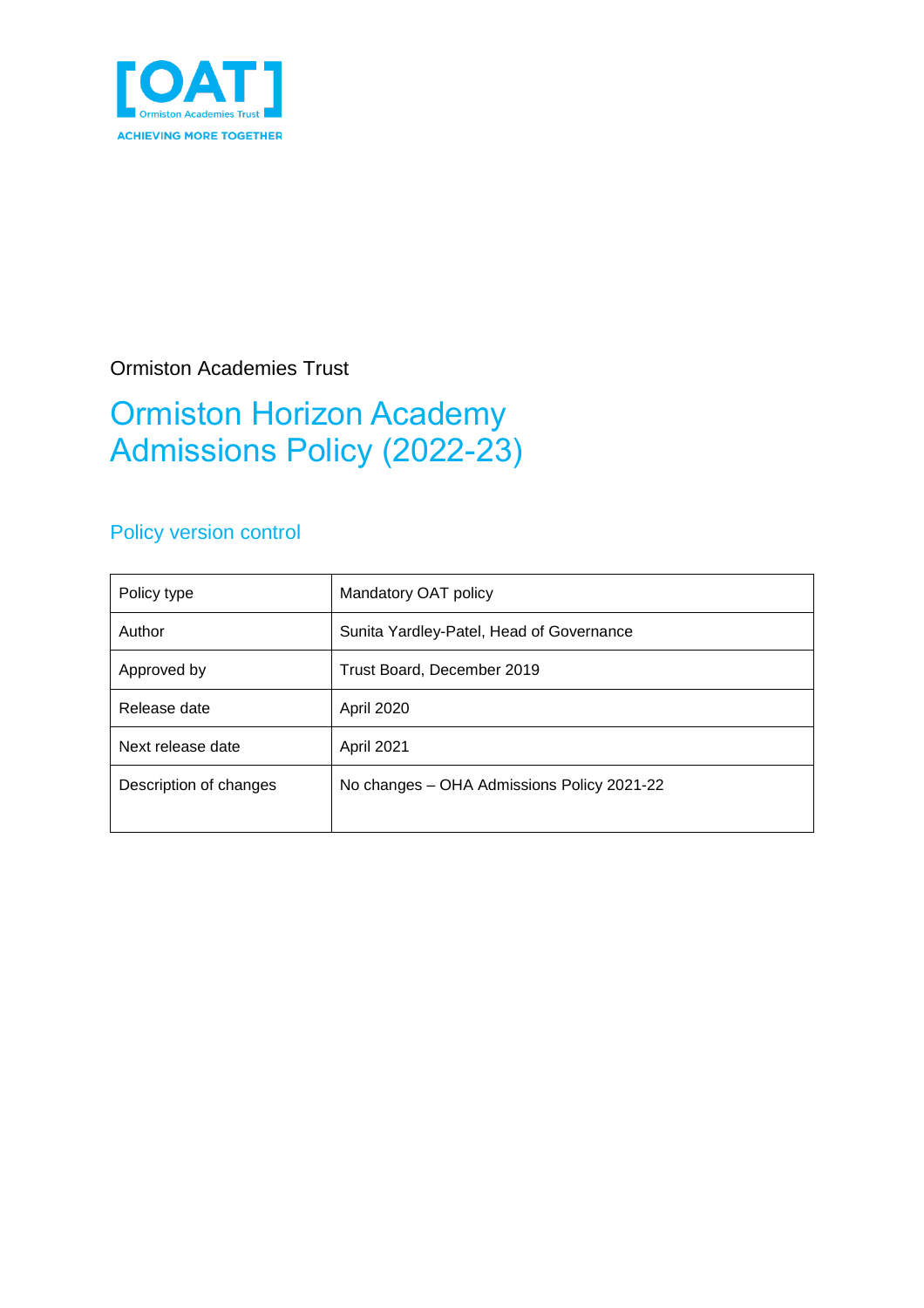Ormiston Academies Trust

# Ormiston Horizon Academy Admissions Policy (2022-23)

## Policy version control

| Policy type | Mandatory OAT policy |
|---|---|
| Author | Sunita Yardley-Patel, Head of Governance |
| Approved by | Trust Board, December 2019 |
| Release date | April 2020 |
| Next release date | April 2021 |
| Description of changes | No changes – OHA Admissions Policy 2021-22 |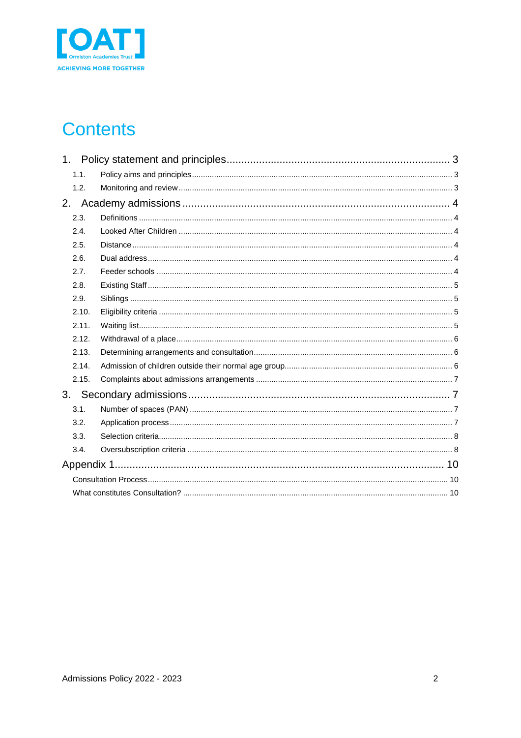# Contents

1. Policy statement and principles ........................................ 3
   - 1.1. Policy aims and principles ........................................ 3
   - 1.2. Monitoring and review ........................................ 3
2. Academy admissions ........................................ 4
   - 2.3. Definitions ........................................ 4
   - 2.4. Looked After Children ........................................ 4
   - 2.5. Distance ........................................ 4
   - 2.6. Dual address ........................................ 4
   - 2.7. Feeder schools ........................................ 4
   - 2.8. Existing Staff ........................................ 5
   - 2.9. Siblings ........................................ 5
   - 2.10. Eligibility criteria ........................................ 5
   - 2.11. Waiting list ........................................ 5
   - 2.12. Withdrawal of a place ........................................ 6
   - 2.13. Determining arrangements and consultation ........................................ 6
   - 2.14. Admission of children outside their normal age group ........................................ 6
   - 2.15. Complaints about admissions arrangements ........................................ 7
3. Secondary admissions ........................................ 7
   - 3.1. Number of spaces (PAN) ........................................ 7
   - 3.2. Application process ........................................ 7
   - 3.3. Selection criteria ........................................ 8
   - 3.4. Oversubscription criteria ........................................ 8

Appendix 1 ........................................ 10
   - Consultation Process ........................................ 10
   - What constitutes Consultation? ........................................ 10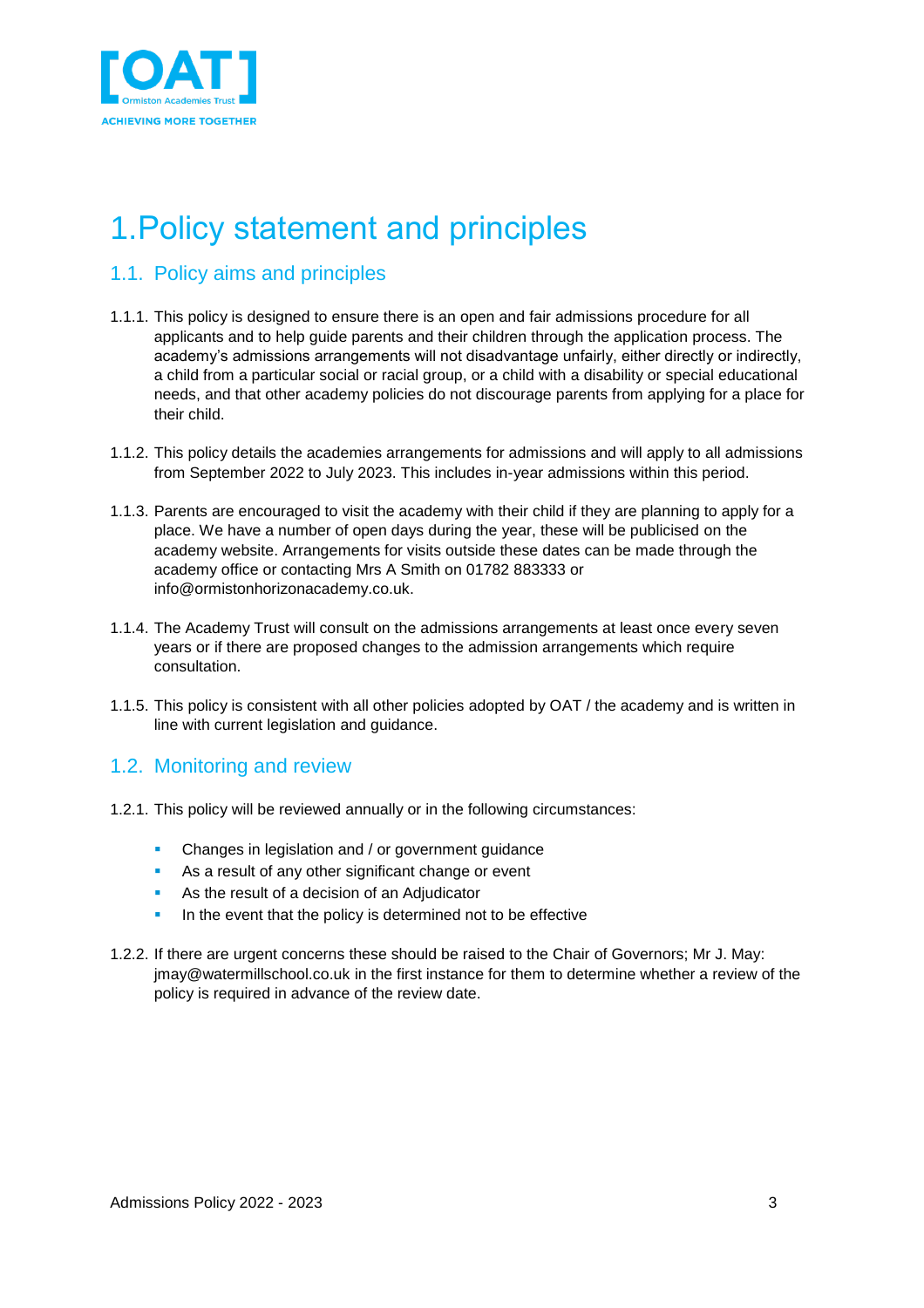# 1. Policy statement and principles

## 1.1. Policy aims and principles

1.1.1. This policy is designed to ensure there is an open and fair admissions procedure for all applicants and to help guide parents and their children through the application process. The academy's admissions arrangements will not disadvantage unfairly, either directly or indirectly, a child from a particular social or racial group, or a child with a disability or special educational needs, and that other academy policies do not discourage parents from applying for a place for their child.

1.1.2. This policy details the academies arrangements for admissions and will apply to all admissions from September 2022 to July 2023. This includes in-year admissions within this period.

1.1.3. Parents are encouraged to visit the academy with their child if they are planning to apply for a place. We have a number of open days during the year, these will be publicised on the academy website. Arrangements for visits outside these dates can be made through the academy office or contacting Mrs A Smith on 01782 883333 or info@ormistonhorizonacademy.co.uk.

1.1.4. The Academy Trust will consult on the admissions arrangements at least once every seven years or if there are proposed changes to the admission arrangements which require consultation.

1.1.5. This policy is consistent with all other policies adopted by OAT / the academy and is written in line with current legislation and guidance.

## 1.2. Monitoring and review

1.2.1. This policy will be reviewed annually or in the following circumstances:

- Changes in legislation and / or government guidance
- As a result of any other significant change or event
- As the result of a decision of an Adjudicator
- In the event that the policy is determined not to be effective

1.2.2. If there are urgent concerns these should be raised to the Chair of Governors; Mr J. May: jmay@watermillschool.co.uk in the first instance for them to determine whether a review of the policy is required in advance of the review date.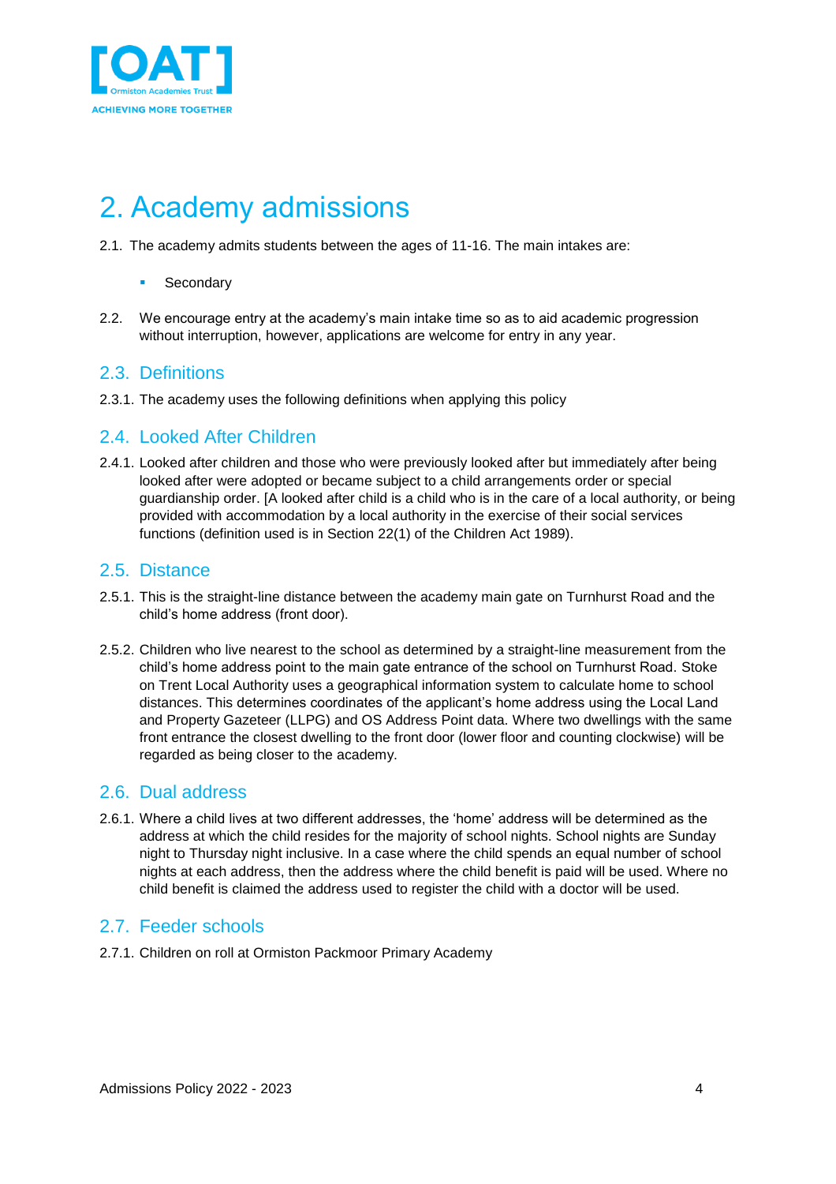# 2. Academy admissions

2.1. The academy admits students between the ages of 11-16. The main intakes are:

- Secondary

2.2. We encourage entry at the academy's main intake time so as to aid academic progression without interruption, however, applications are welcome for entry in any year.

## 2.3. Definitions

2.3.1. The academy uses the following definitions when applying this policy

## 2.4. Looked After Children

2.4.1. Looked after children and those who were previously looked after but immediately after being looked after were adopted or became subject to a child arrangements order or special guardianship order. [A looked after child is a child who is in the care of a local authority, or being provided with accommodation by a local authority in the exercise of their social services functions (definition used is in Section 22(1) of the Children Act 1989).

## 2.5. Distance

2.5.1. This is the straight-line distance between the academy main gate on Turnhurst Road and the child's home address (front door).

2.5.2. Children who live nearest to the school as determined by a straight-line measurement from the child's home address point to the main gate entrance of the school on Turnhurst Road. Stoke on Trent Local Authority uses a geographical information system to calculate home to school distances. This determines coordinates of the applicant's home address using the Local Land and Property Gazeteer (LLPG) and OS Address Point data. Where two dwellings with the same front entrance the closest dwelling to the front door (lower floor and counting clockwise) will be regarded as being closer to the academy.

## 2.6. Dual address

2.6.1. Where a child lives at two different addresses, the 'home' address will be determined as the address at which the child resides for the majority of school nights. School nights are Sunday night to Thursday night inclusive. In a case where the child spends an equal number of school nights at each address, then the address where the child benefit is paid will be used. Where no child benefit is claimed the address used to register the child with a doctor will be used.

## 2.7. Feeder schools

2.7.1. Children on roll at Ormiston Packmoor Primary Academy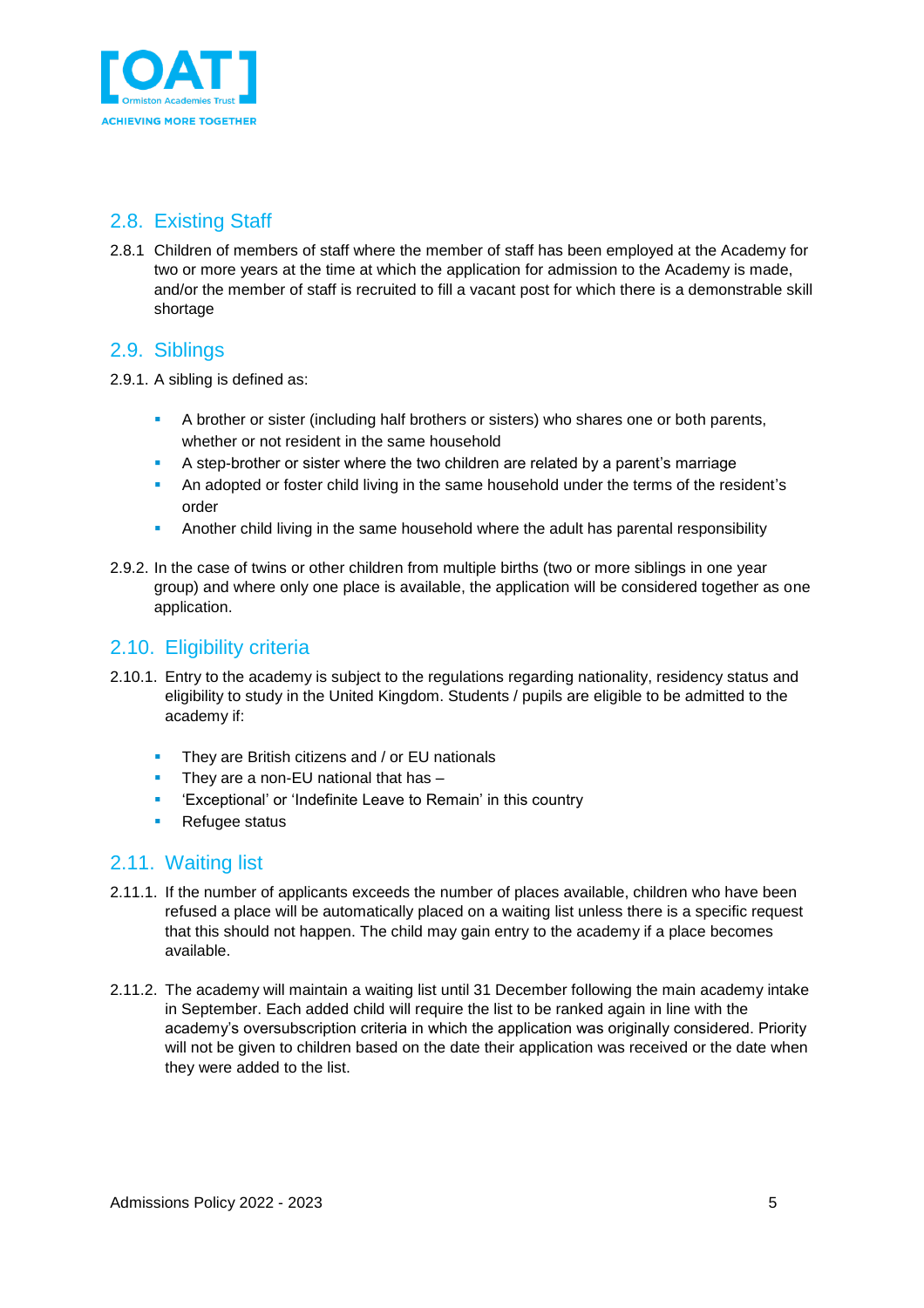## 2.8. Existing Staff

2.8.1 Children of members of staff where the member of staff has been employed at the Academy for two or more years at the time at which the application for admission to the Academy is made, and/or the member of staff is recruited to fill a vacant post for which there is a demonstrable skill shortage

## 2.9. Siblings

2.9.1. A sibling is defined as:

- A brother or sister (including half brothers or sisters) who shares one or both parents, whether or not resident in the same household
- A step-brother or sister where the two children are related by a parent's marriage
- An adopted or foster child living in the same household under the terms of the resident's order
- Another child living in the same household where the adult has parental responsibility

2.9.2. In the case of twins or other children from multiple births (two or more siblings in one year group) and where only one place is available, the application will be considered together as one application.

## 2.10. Eligibility criteria

2.10.1. Entry to the academy is subject to the regulations regarding nationality, residency status and eligibility to study in the United Kingdom. Students / pupils are eligible to be admitted to the academy if:

- They are British citizens and / or EU nationals
- They are a non-EU national that has –
- 'Exceptional' or 'Indefinite Leave to Remain' in this country
- Refugee status

## 2.11. Waiting list

2.11.1. If the number of applicants exceeds the number of places available, children who have been refused a place will be automatically placed on a waiting list unless there is a specific request that this should not happen. The child may gain entry to the academy if a place becomes available.

2.11.2. The academy will maintain a waiting list until 31 December following the main academy intake in September. Each added child will require the list to be ranked again in line with the academy's oversubscription criteria in which the application was originally considered. Priority will not be given to children based on the date their application was received or the date when they were added to the list.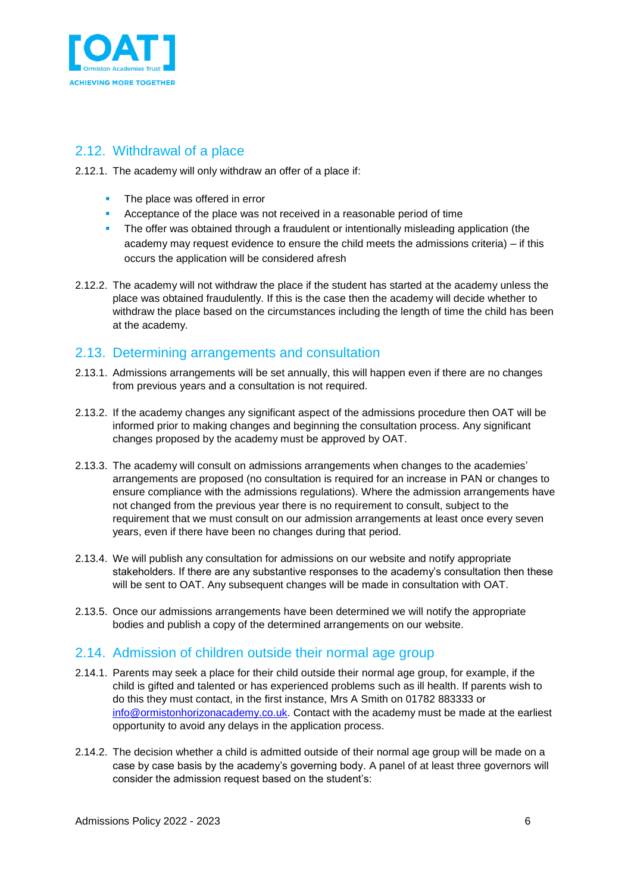## 2.12. Withdrawal of a place

2.12.1. The academy will only withdraw an offer of a place if:

- The place was offered in error
- Acceptance of the place was not received in a reasonable period of time
- The offer was obtained through a fraudulent or intentionally misleading application (the academy may request evidence to ensure the child meets the admissions criteria) – if this occurs the application will be considered afresh

2.12.2. The academy will not withdraw the place if the student has started at the academy unless the place was obtained fraudulently. If this is the case then the academy will decide whether to withdraw the place based on the circumstances including the length of time the child has been at the academy.

## 2.13. Determining arrangements and consultation

2.13.1. Admissions arrangements will be set annually, this will happen even if there are no changes from previous years and a consultation is not required.

2.13.2. If the academy changes any significant aspect of the admissions procedure then OAT will be informed prior to making changes and beginning the consultation process. Any significant changes proposed by the academy must be approved by OAT.

2.13.3. The academy will consult on admissions arrangements when changes to the academies' arrangements are proposed (no consultation is required for an increase in PAN or changes to ensure compliance with the admissions regulations). Where the admission arrangements have not changed from the previous year there is no requirement to consult, subject to the requirement that we must consult on our admission arrangements at least once every seven years, even if there have been no changes during that period.

2.13.4. We will publish any consultation for admissions on our website and notify appropriate stakeholders. If there are any substantive responses to the academy's consultation then these will be sent to OAT. Any subsequent changes will be made in consultation with OAT.

2.13.5. Once our admissions arrangements have been determined we will notify the appropriate bodies and publish a copy of the determined arrangements on our website.

## 2.14. Admission of children outside their normal age group

2.14.1. Parents may seek a place for their child outside their normal age group, for example, if the child is gifted and talented or has experienced problems such as ill health. If parents wish to do this they must contact, in the first instance, Mrs A Smith on 01782 883333 or info@ormistonhorizonacademy.co.uk. Contact with the academy must be made at the earliest opportunity to avoid any delays in the application process.

2.14.2. The decision whether a child is admitted outside of their normal age group will be made on a case by case basis by the academy's governing body. A panel of at least three governors will consider the admission request based on the student's: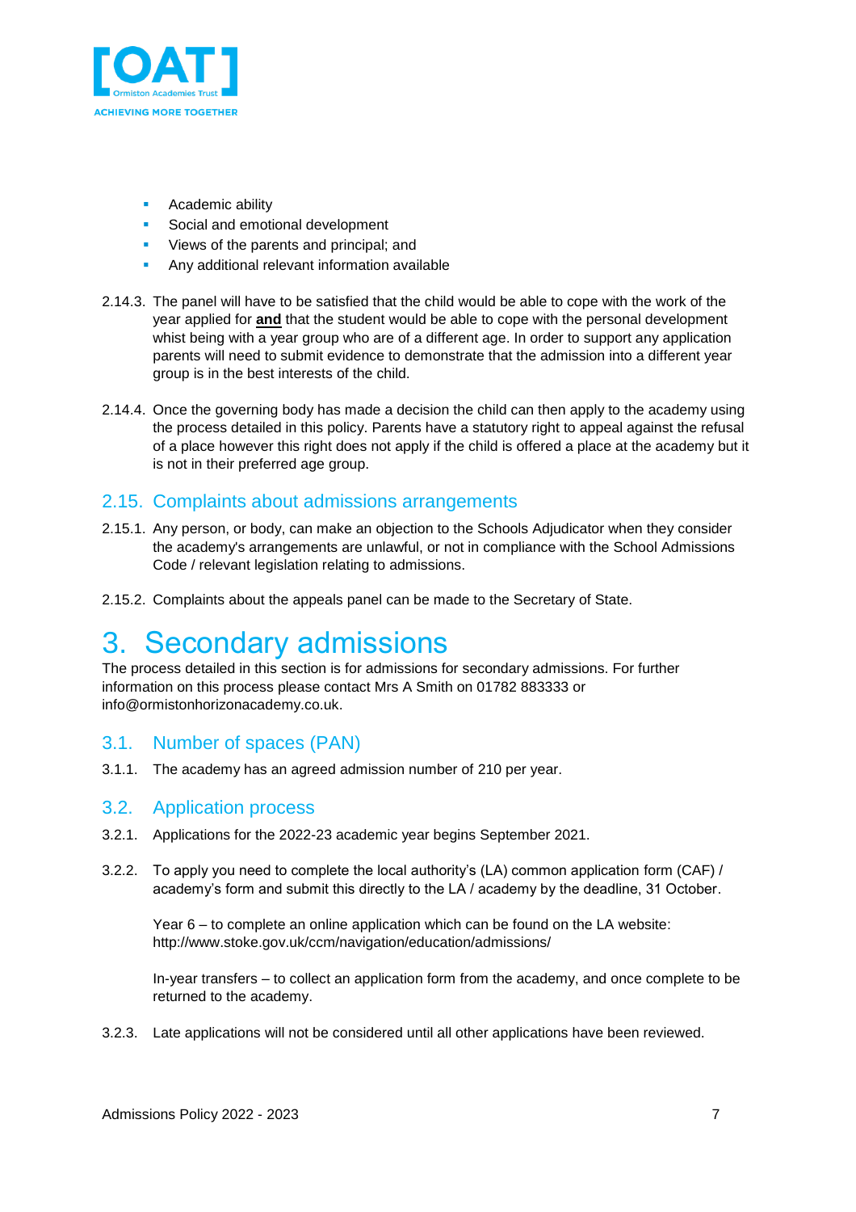- Academic ability
- Social and emotional development
- Views of the parents and principal; and
- Any additional relevant information available

2.14.3. The panel will have to be satisfied that the child would be able to cope with the work of the year applied for **and** that the student would be able to cope with the personal development whist being with a year group who are of a different age. In order to support any application parents will need to submit evidence to demonstrate that the admission into a different year group is in the best interests of the child.

2.14.4. Once the governing body has made a decision the child can then apply to the academy using the process detailed in this policy. Parents have a statutory right to appeal against the refusal of a place however this right does not apply if the child is offered a place at the academy but it is not in their preferred age group.

## 2.15. Complaints about admissions arrangements

2.15.1. Any person, or body, can make an objection to the Schools Adjudicator when they consider the academy's arrangements are unlawful, or not in compliance with the School Admissions Code / relevant legislation relating to admissions.

2.15.2. Complaints about the appeals panel can be made to the Secretary of State.

# 3. Secondary admissions

The process detailed in this section is for admissions for secondary admissions. For further information on this process please contact Mrs A Smith on 01782 883333 or info@ormistonhorizonacademy.co.uk.

## 3.1. Number of spaces (PAN)

3.1.1. The academy has an agreed admission number of 210 per year.

## 3.2. Application process

3.2.1. Applications for the 2022-23 academic year begins September 2021.

3.2.2. To apply you need to complete the local authority's (LA) common application form (CAF) / academy's form and submit this directly to the LA / academy by the deadline, 31 October.

Year 6 – to complete an online application which can be found on the LA website: http://www.stoke.gov.uk/ccm/navigation/education/admissions/

In-year transfers – to collect an application form from the academy, and once complete to be returned to the academy.

3.2.3. Late applications will not be considered until all other applications have been reviewed.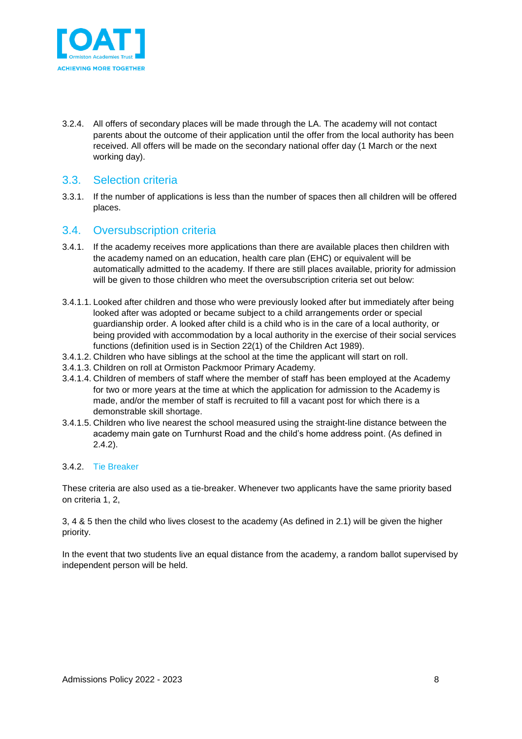3.2.4. All offers of secondary places will be made through the LA. The academy will not contact parents about the outcome of their application until the offer from the local authority has been received. All offers will be made on the secondary national offer day (1 March or the next working day).

## 3.3. Selection criteria

3.3.1. If the number of applications is less than the number of spaces then all children will be offered places.

## 3.4. Oversubscription criteria

3.4.1. If the academy receives more applications than there are available places then children with the academy named on an education, health care plan (EHC) or equivalent will be automatically admitted to the academy. If there are still places available, priority for admission will be given to those children who meet the oversubscription criteria set out below:

3.4.1.1. Looked after children and those who were previously looked after but immediately after being looked after was adopted or became subject to a child arrangements order or special guardianship order. A looked after child is a child who is in the care of a local authority, or being provided with accommodation by a local authority in the exercise of their social services functions (definition used is in Section 22(1) of the Children Act 1989).

3.4.1.2. Children who have siblings at the school at the time the applicant will start on roll.

3.4.1.3. Children on roll at Ormiston Packmoor Primary Academy.

3.4.1.4. Children of members of staff where the member of staff has been employed at the Academy for two or more years at the time at which the application for admission to the Academy is made, and/or the member of staff is recruited to fill a vacant post for which there is a demonstrable skill shortage.

3.4.1.5. Children who live nearest the school measured using the straight-line distance between the academy main gate on Turnhurst Road and the child's home address point. (As defined in 2.4.2).

### 3.4.2. Tie Breaker

These criteria are also used as a tie-breaker. Whenever two applicants have the same priority based on criteria 1, 2,

3, 4 & 5 then the child who lives closest to the academy (As defined in 2.1) will be given the higher priority.

In the event that two students live an equal distance from the academy, a random ballot supervised by independent person will be held.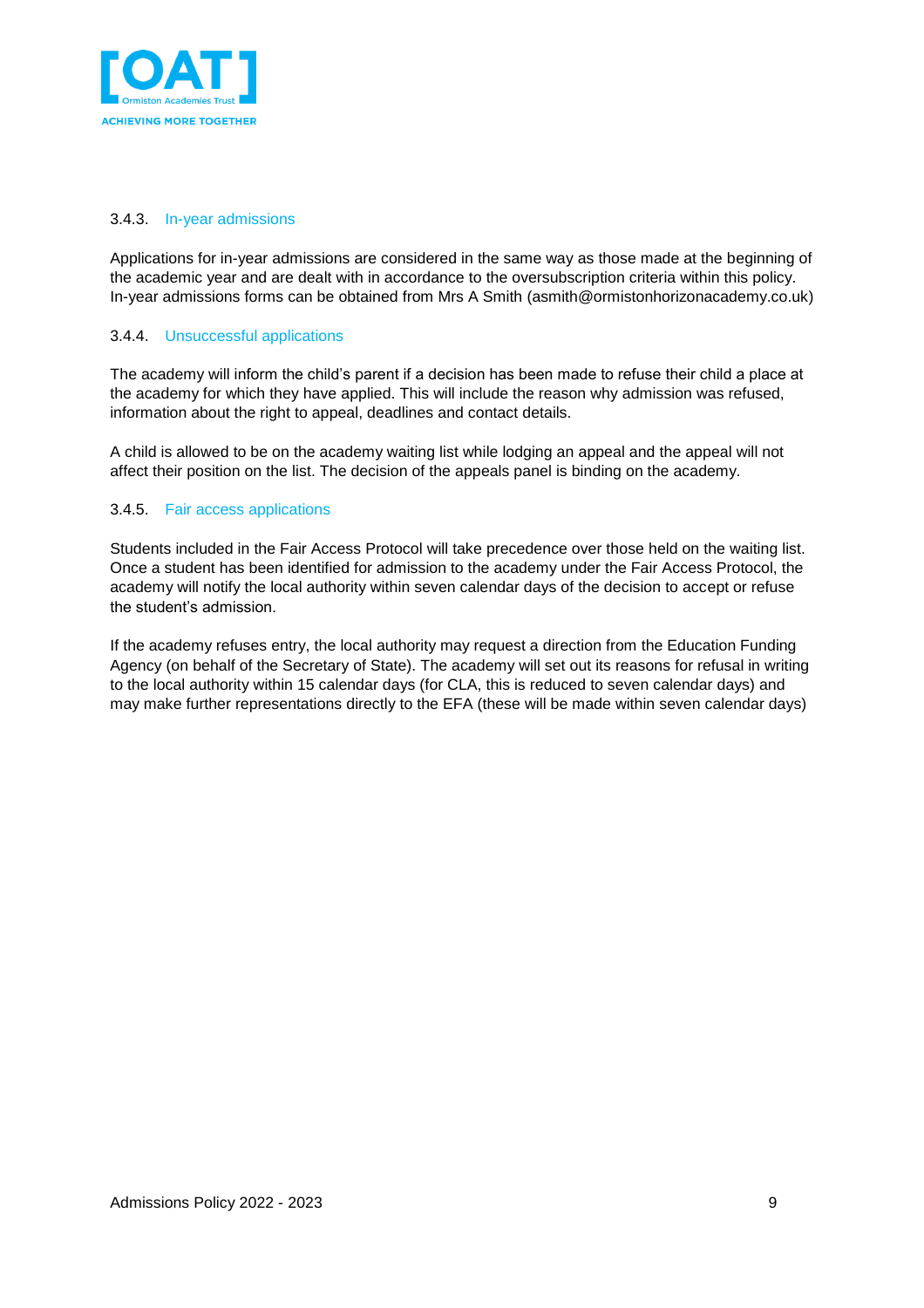#### 3.4.3. In-year admissions

Applications for in-year admissions are considered in the same way as those made at the beginning of the academic year and are dealt with in accordance to the oversubscription criteria within this policy. In-year admissions forms can be obtained from Mrs A Smith (asmith@ormistonhorizonacademy.co.uk)

#### 3.4.4. Unsuccessful applications

The academy will inform the child's parent if a decision has been made to refuse their child a place at the academy for which they have applied. This will include the reason why admission was refused, information about the right to appeal, deadlines and contact details.

A child is allowed to be on the academy waiting list while lodging an appeal and the appeal will not affect their position on the list. The decision of the appeals panel is binding on the academy.

#### 3.4.5. Fair access applications

Students included in the Fair Access Protocol will take precedence over those held on the waiting list. Once a student has been identified for admission to the academy under the Fair Access Protocol, the academy will notify the local authority within seven calendar days of the decision to accept or refuse the student's admission.

If the academy refuses entry, the local authority may request a direction from the Education Funding Agency (on behalf of the Secretary of State). The academy will set out its reasons for refusal in writing to the local authority within 15 calendar days (for CLA, this is reduced to seven calendar days) and may make further representations directly to the EFA (these will be made within seven calendar days)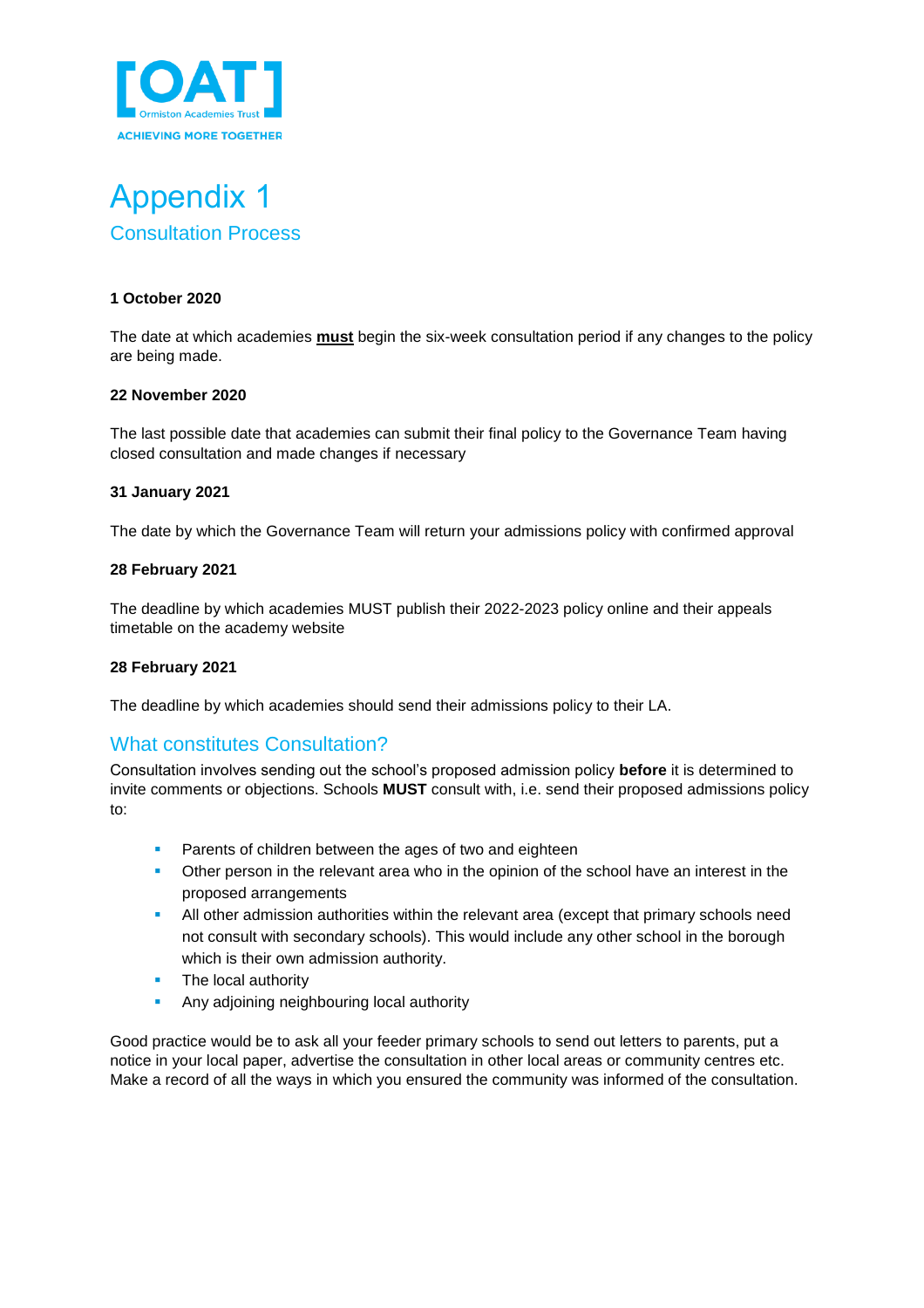# Appendix 1

## Consultation Process

**1 October 2020**

The date at which academies **must** begin the six-week consultation period if any changes to the policy are being made.

**22 November 2020**

The last possible date that academies can submit their final policy to the Governance Team having closed consultation and made changes if necessary

**31 January 2021**

The date by which the Governance Team will return your admissions policy with confirmed approval

**28 February 2021**

The deadline by which academies MUST publish their 2022-2023 policy online and their appeals timetable on the academy website

**28 February 2021**

The deadline by which academies should send their admissions policy to their LA.

## What constitutes Consultation?

Consultation involves sending out the school's proposed admission policy **before** it is determined to invite comments or objections. Schools **MUST** consult with, i.e. send their proposed admissions policy to:

- Parents of children between the ages of two and eighteen
- Other person in the relevant area who in the opinion of the school have an interest in the proposed arrangements
- All other admission authorities within the relevant area (except that primary schools need not consult with secondary schools). This would include any other school in the borough which is their own admission authority.
- The local authority
- Any adjoining neighbouring local authority

Good practice would be to ask all your feeder primary schools to send out letters to parents, put a notice in your local paper, advertise the consultation in other local areas or community centres etc. Make a record of all the ways in which you ensured the community was informed of the consultation.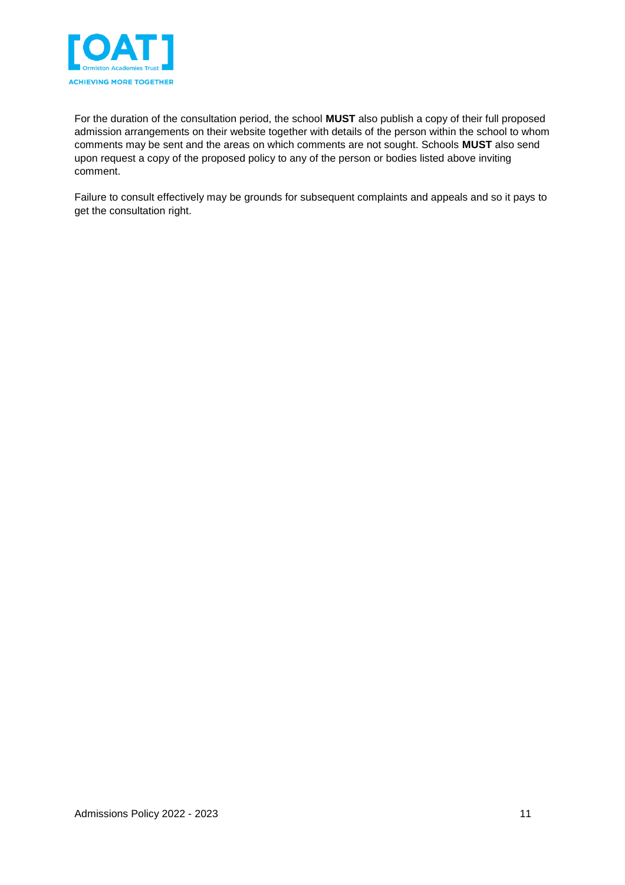For the duration of the consultation period, the school **MUST** also publish a copy of their full proposed admission arrangements on their website together with details of the person within the school to whom comments may be sent and the areas on which comments are not sought. Schools **MUST** also send upon request a copy of the proposed policy to any of the person or bodies listed above inviting comment.

Failure to consult effectively may be grounds for subsequent complaints and appeals and so it pays to get the consultation right.